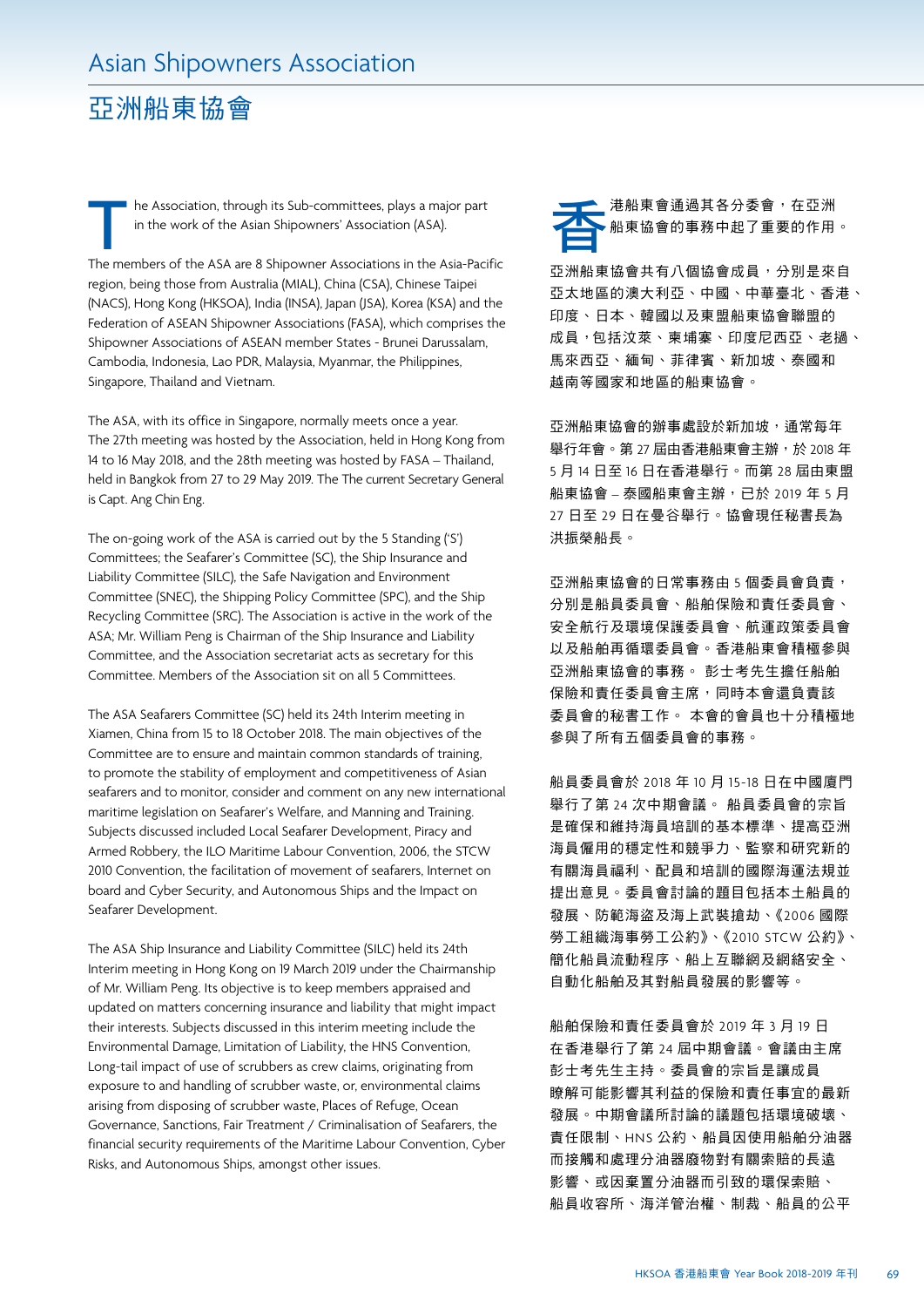# Asian Shipowners Association

# 亞洲船東協會

The Association, through its Sub-committees, plays a major part in the work of the Asian Shipowners' Association (ASA).

The members of the ASA are 8 Shipowner Associations in the Asia-Pacific region, being those from Australia (MIAL), China (CSA), Chinese Taipei (NACS), Hong Kong (HKSOA), India (INSA), Japan (JSA), Korea (KSA) and the Federation of ASEAN Shipowner Associations (FASA), which comprises the Shipowner Associations of ASEAN member States - Brunei Darussalam, Cambodia, Indonesia, Lao PDR, Malaysia, Myanmar, the Philippines, Singapore, Thailand and Vietnam.

The ASA, with its office in Singapore, normally meets once a year. The 27th meeting was hosted by the Association, held in Hong Kong from 14 to 16 May 2018, and the 28th meeting was hosted by FASA – Thailand, held in Bangkok from 27 to 29 May 2019. The The current Secretary General is Capt. Ang Chin Eng.

The on-going work of the ASA is carried out by the 5 Standing ('S') Committees; the Seafarer's Committee (SC), the Ship Insurance and Liability Committee (SILC), the Safe Navigation and Environment Committee (SNEC), the Shipping Policy Committee (SPC), and the Ship Recycling Committee (SRC). The Association is active in the work of the ASA; Mr. William Peng is Chairman of the Ship Insurance and Liability Committee, and the Association secretariat acts as secretary for this Committee. Members of the Association sit on all 5 Committees.

The ASA Seafarers Committee (SC) held its 24th Interim meeting in Xiamen, China from 15 to 18 October 2018. The main objectives of the Committee are to ensure and maintain common standards of training, to promote the stability of employment and competitiveness of Asian seafarers and to monitor, consider and comment on any new international maritime legislation on Seafarer's Welfare, and Manning and Training. Subjects discussed included Local Seafarer Development, Piracy and Armed Robbery, the ILO Maritime Labour Convention, 2006, the STCW 2010 Convention, the facilitation of movement of seafarers, Internet on board and Cyber Security, and Autonomous Ships and the Impact on Seafarer Development.

The ASA Ship Insurance and Liability Committee (SILC) held its 24th Interim meeting in Hong Kong on 19 March 2019 under the Chairmanship of Mr. William Peng. Its objective is to keep members appraised and updated on matters concerning insurance and liability that might impact their interests. Subjects discussed in this interim meeting include the Environmental Damage, Limitation of Liability, the HNS Convention, Long-tail impact of use of scrubbers as crew claims, originating from exposure to and handling of scrubber waste, or, environmental claims arising from disposing of scrubber waste, Places of Refuge, Ocean Governance, Sanctions, Fair Treatment / Criminalisation of Seafarers, the financial security requirements of the Maritime Labour Convention, Cyber Risks, and Autonomous Ships, amongst other issues.

香港船東會通過其各分委會，在亞洲船東協會的事務中起了重要的作用。

亞洲船東協會共有八個協會成員，分別是來自亞太地區的澳大利亞、中國、中華臺北、香港、印度、日本、韓國以及東盟船東協會聯盟的成員，包括汶萊、柬埔寨、印度尼西亞、老撾、馬來西亞、緬甸、菲律賓、新加坡、泰國和越南等國家和地區的船東協會。

亞洲船東協會的辦事處設於新加坡，通常每年舉行年會。第 27 屆由香港船東會主辦，於 2018 年 5 月 14 日至 16 日在香港舉行。而第 28 屆由東盟船東協會 – 泰國船東會主辦，已於 2019 年 5 月 27 日至 29 日在曼谷舉行。協會現任秘書長為洪振榮船長。

亞洲船東協會的日常事務由 5 個委員會負責，分別是船員委員會、船舶保險和責任委員會、安全航行及環境保護委員會、航運政策委員會以及船舶再循環委員會。香港船東會積極參與亞洲船東協會的事務。 彭士考先生擔任船舶保險和責任委員會主席，同時本會還負責該委員會的秘書工作。 本會的會員也十分積極地參與了所有五個委員會的事務。

船員委員會於 2018 年 10 月 15-18 日在中國廈門舉行了第 24 次中期會議。 船員委員會的宗旨是確保和維持海員培訓的基本標準、提高亞洲海員僱用的穩定性和競爭力、監察和研究新的有關海員福利、配員和培訓的國際海運法規並提出意見。委員會討論的題目包括本土船員的發展、防範海盜及海上武裝搶劫、《2006 國際勞工組織海事勞工公約》、《2010 STCW 公約》、簡化船員流動程序、船上互聯網及網絡安全、自動化船舶及其對船員發展的影響等。

船舶保險和責任委員會於 2019 年 3 月 19 日在香港舉行了第 24 屆中期會議。會議由主席彭士考先生主持。委員會的宗旨是讓成員瞭解可能影響其利益的保險和責任事宜的最新發展。中期會議所討論的議題包括環境破壞、責任限制、HNS 公約、船員因使用船舶分油器而接觸和處理分油器廢物對有關索賠的長遠影響、或因棄置分油器而引致的環保索賠、船員收容所、海洋管治權、制裁、船員的公平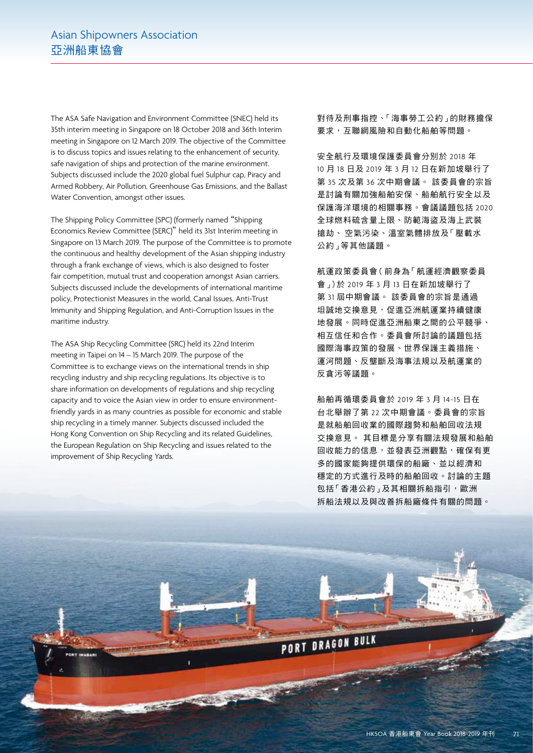# Asian Shipowners Association
# 亞洲船東協會

The ASA Safe Navigation and Environment Committee (SNEC) held its 35th interim meeting in Singapore on 18 October 2018 and 36th Interim meeting in Singapore on 12 March 2019. The objective of the Committee is to discuss topics and issues relating to the enhancement of security, safe navigation of ships and protection of the marine environment. Subjects discussed include the 2020 global fuel Sulphur cap, Piracy and Armed Robbery, Air Pollution, Greenhouse Gas Emissions, and the Ballast Water Convention, amongst other issues.

The Shipping Policy Committee (SPC) (formerly named "Shipping Economics Review Committee (SERC)" held its 31st Interim meeting in Singapore on 13 March 2019. The purpose of the Committee is to promote the continuous and healthy development of the Asian shipping industry through a frank exchange of views, which is also designed to foster fair competition, mutual trust and cooperation amongst Asian carriers. Subjects discussed include the developments of international maritime policy, Protectionist Measures in the world, Canal Issues, Anti-Trust Immunity and Shipping Regulation, and Anti-Corruption Issues in the maritime industry.

The ASA Ship Recycling Committee (SRC) held its 22nd Interim meeting in Taipei on 14 – 15 March 2019. The purpose of the Committee is to exchange views on the international trends in ship recycling industry and ship recycling regulations. Its objective is to share information on developments of regulations and ship recycling capacity and to voice the Asian view in order to ensure environment-friendly yards in as many countries as possible for economic and stable ship recycling in a timely manner. Subjects discussed included the Hong Kong Convention on Ship Recycling and its related Guidelines, the European Regulation on Ship Recycling and issues related to the improvement of Ship Recycling Yards.

對待及刑事指控、「海事勞工公約」的財務擔保要求，互聯網風險和自動化船舶等問題。

安全航行及環境保護委員會分別於 2018 年 10 月 18 日及 2019 年 3 月 12 日在新加坡舉行了第 35 次及第 36 次中期會議。 該委員會的宗旨是討論有關加強船舶安保、船舶航行安全以及保護海洋環境的相關事務。會議議題包括 2020 全球燃料硫含量上限、防範海盜及海上武裝搶劫、 空氣污染、溫室氣體排放及「壓載水公約」等其他議題。

航運政策委員會（前身為「航運經濟觀察委員會」）於 2019 年 3 月 13 日在新加坡舉行了第 31 屆中期會議。 該委員會的宗旨是通過坦誠地交換意見，促進亞洲航運業持續健康地發展。同時促進亞洲船東之間的公平競爭、相互信任和合作。委員會所討論的議題包括國際海事政策的發展、世界保護主義措施、運河問題、反壟斷及海事法規以及航運業的反貪污等議題。

船舶再循環委員會於 2019 年 3 月 14-15 日在台北舉辦了第 22 次中期會議。委員會的宗旨是就船舶回收業的國際趨勢和船舶回收法規交換意見。 其目標是分享有關法規發展和船舶回收能力的信息，並發表亞洲觀點，確保有更多的國家能夠提供環保的船廠、並以經濟和穩定的方式進行及時的船舶回收。討論的主題包括「香港公約」及其相關拆船指引，歐洲拆船法規以及與改善拆船廠條件有關的問題。